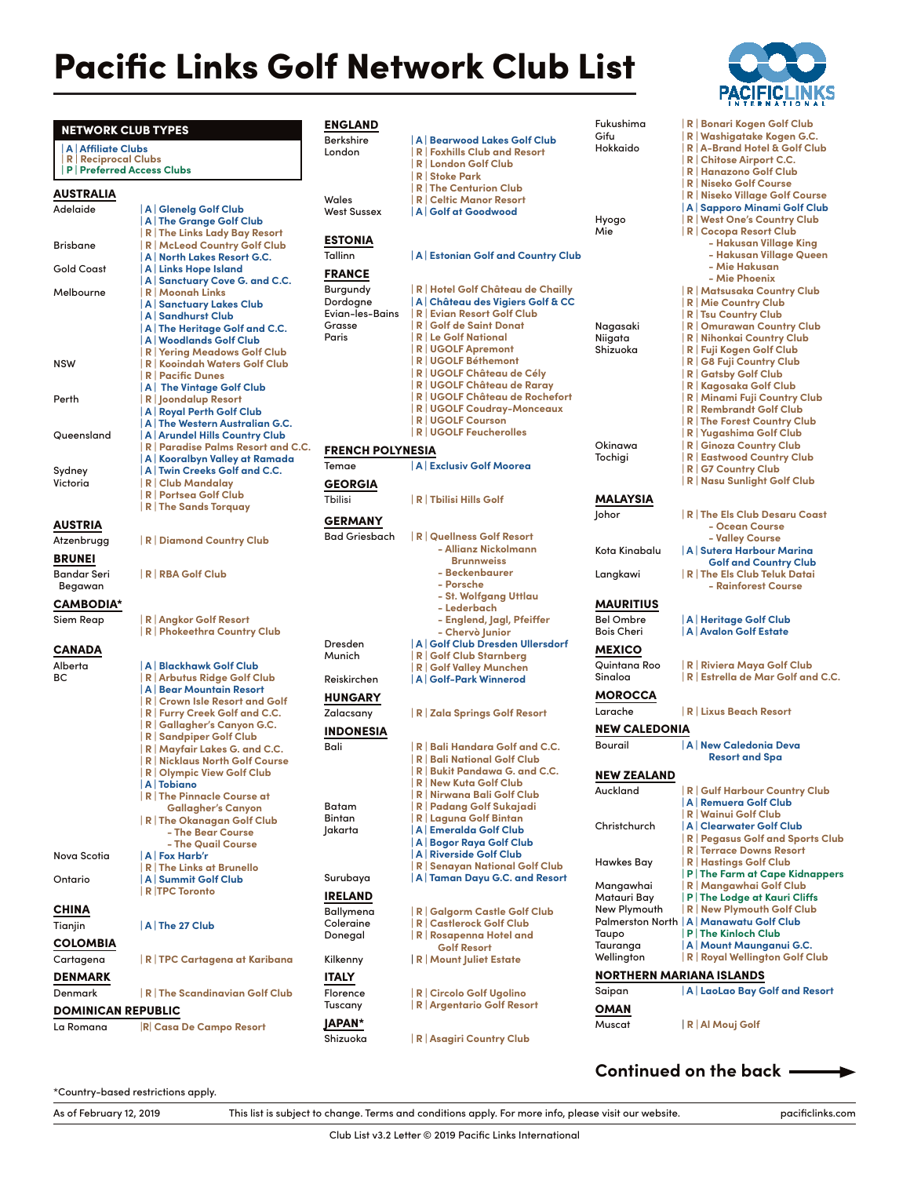# Pacific Links Golf Network Club List

PACIFICLINKS INTERNATIONAL

**NETWORK CLUB TYPES**

- | A | Affiliate Clubs
- | R | Reciprocal Clubs
- | P | Preferred Access Clubs

## AUSTRALIA

**Adelaide**
- | A | Glenelg Golf Club
- | A | The Grange Golf Club
- | R | The Links Lady Bay Resort

**Brisbane**
- | R | McLeod Country Golf Club
- | A | North Lakes Resort G.C.

**Gold Coast**
- | A | Links Hope Island
- | A | Sanctuary Cove G. and C.C.

**Melbourne**
- | R | Moonah Links
- | A | Sanctuary Lakes Club
- | A | Sandhurst Club
- | A | The Heritage Golf and C.C.
- | A | Woodlands Golf Club
- | R | Yering Meadows Golf Club

**NSW**
- | R | Kooindah Waters Golf Club
- | R | Pacific Dunes
- | A | The Vintage Golf Club

**Perth**
- | R | Joondalup Resort
- | A | Royal Perth Golf Club
- | A | The Western Australian G.C.

**Queensland**
- | A | Arundel Hills Country Club
- | R | Paradise Palms Resort and C.C.
- | A | Kooralbyn Valley at Ramada

**Sydney**
- | A | Twin Creeks Golf and C.C.

**Victoria**
- | R | Club Mandalay
- | R | Portsea Golf Club
- | R | The Sands Torquay

## AUSTRIA

**Atzenbrugg**
- | R | Diamond Country Club

## BRUNEI

**Bandar Seri Begawan**
- | R | RBA Golf Club

## CAMBODIA*

**Siem Reap**
- | R | Angkor Golf Resort
- | R | Phokeethra Country Club

## CANADA

**Alberta**
- | A | Blackhawk Golf Club

**BC**
- | R | Arbutus Ridge Golf Club
- | A | Bear Mountain Resort
- | R | Crown Isle Resort and Golf
- | R | Furry Creek Golf and C.C.
- | R | Gallagher's Canyon G.C.
- | R | Sandpiper Golf Club
- | R | Mayfair Lakes G. and C.C.
- | R | Nicklaus North Golf Course
- | R | Olympic View Golf Club
- | A | Tobiano
- | R | The Pinnacle Course at Gallagher's Canyon
- | R | The Okanagan Golf Club
  - The Bear Course
  - The Quail Course

**Nova Scotia**
- | A | Fox Harb'r
- | R | The Links at Brunello

**Ontario**
- | A | Summit Golf Club
- | R | TPC Toronto

## CHINA

**Tianjin**
- | A | The 27 Club

## COLOMBIA

**Cartagena**
- | R | TPC Cartagena at Karibana

## DENMARK

**Denmark**
- | R | The Scandinavian Golf Club

## DOMINICAN REPUBLIC

**La Romana**
- | R | Casa De Campo Resort

## ENGLAND

**Berkshire**
- | A | Bearwood Lakes Golf Club

**London**
- | R | Foxhills Club and Resort
- | R | London Golf Club
- | R | Stoke Park
- | R | The Centurion Club

**Wales**
- | R | Celtic Manor Resort

**West Sussex**
- | A | Golf at Goodwood

## ESTONIA

**Tallinn**
- | A | Estonian Golf and Country Club

## FRANCE

**Burgundy**
- | R | Hotel Golf Château de Chailly

**Dordogne**
- | A | Château des Vigiers Golf & CC

**Evian-les-Bains**
- | R | Evian Resort Golf Club

**Grasse**
- | R | Golf de Saint Donat

**Paris**
- | R | Le Golf National
- | R | UGOLF Apremont
- | R | UGOLF Béthemont
- | R | UGOLF Château de Cély
- | R | UGOLF Château de Raray
- | R | UGOLF Château de Rochefort
- | R | UGOLF Coudray-Monceaux
- | R | UGOLF Courson
- | R | UGOLF Feucherolles

## FRENCH POLYNESIA

**Temae**
- | A | Exclusiv Golf Moorea

## GEORGIA

**Tbilisi**
- | R | Tbilisi Hills Golf

## GERMANY

**Bad Griesbach**
- | R | Quellness Golf Resort
  - Allianz Nickolmann Brunnweiss
  - Beckenbaurer
  - Porsche
  - St. Wolfgang Uttlau
  - Lederbach
  - Englend, Jagl, Pfeiffer
  - Chervò Junior

**Dresden**
- | A | Golf Club Dresden Ullersdorf

**Munich**
- | R | Golf Club Starnberg
- | R | Golf Valley Munchen

**Reiskirchen**
- | A | Golf-Park Winnerod

## HUNGARY

**Zalacsany**
- | R | Zala Springs Golf Resort

## INDONESIA

**Bali**
- | R | Bali Handara Golf and C.C.
- | R | Bali National Golf Club
- | R | Bukit Pandawa G. and C.C.
- | R | New Kuta Golf Club
- | R | Nirwana Bali Golf Club

**Batam**
- | R | Padang Golf Sukajadi

**Bintan**
- | R | Laguna Golf Bintan

**Jakarta**
- | A | Emeralda Golf Club
- | A | Bogor Raya Golf Club
- | A | Riverside Golf Club
- | R | Senayan National Golf Club

**Surubaya**
- | A | Taman Dayu G.C. and Resort

## IRELAND

**Ballymena**
- | R | Galgorm Castle Golf Club

**Coleraine**
- | R | Castlerock Golf Club

**Donegal**
- | R | Rosapenna Hotel and Golf Resort

**Kilkenny**
- | R | Mount Juliet Estate

## ITALY

**Florence**
- | R | Circolo Golf Ugolino

**Tuscany**
- | R | Argentario Golf Resort

## JAPAN*

**Shizuoka**
- | R | Asagiri Country Club

**Fukushima**
- | R | Bonari Kogen Golf Club

**Gifu**
- | R | Washigatake Kogen G.C.

**Hokkaido**
- | R | A-Brand Hotel & Golf Club
- | R | Chitose Airport C.C.
- | R | Hanazono Golf Club
- | R | Niseko Golf Course
- | R | Niseko Village Golf Course
- | A | Sapporo Minami Golf Club

**Hyogo**
- | R | West One's Country Club

**Mie**
- | R | Cocopa Resort Club
  - Hakusan Village King
  - Hakusan Village Queen
  - Mie Hakusan
  - Mie Phoenix
- | R | Matsusaka Country Club
- | R | Mie Country Club
- | R | Tsu Country Club

**Nagasaki**
- | R | Omurawan Country Club

**Niigata**
- | R | Nihonkai Country Club

**Shizuoka**
- | R | Fuji Kogen Golf Club
- | R | G8 Fuji Country Club
- | R | Gatsby Golf Club
- | R | Kagosaka Golf Club
- | R | Minami Fuji Country Club
- | R | Rembrandt Golf Club
- | R | The Forest Country Club
- | R | Yugashima Golf Club

**Okinawa**
- | R | Ginoza Country Club

**Tochigi**
- | R | Eastwood Country Club
- | R | G7 Country Club
- | R | Nasu Sunlight Golf Club

## MALAYSIA

**Johor**
- | R | The Els Club Desaru Coast
  - Ocean Course
  - Valley Course

**Kota Kinabalu**
- | A | Sutera Harbour Marina Golf and Country Club

**Langkawi**
- | R | The Els Club Teluk Datai
  - Rainforest Course

## MAURITIUS

**Bel Ombre**
- | A | Heritage Golf Club

**Bois Cheri**
- | A | Avalon Golf Estate

## MEXICO

**Quintana Roo**
- | R | Riviera Maya Golf Club

**Sinaloa**
- | R | Estrella de Mar Golf and C.C.

## MOROCCO

**Larache**
- | R | Lixus Beach Resort

## NEW CALEDONIA

**Bourail**
- | A | New Caledonia Deva Resort and Spa

## NEW ZEALAND

**Auckland**
- | R | Gulf Harbour Country Club
- | A | Remuera Golf Club
- | R | Wainui Golf Club

**Christchurch**
- | A | Clearwater Golf Club
- | R | Pegasus Golf and Sports Club
- | R | Terrace Downs Resort

**Hawkes Bay**
- | R | Hastings Golf Club
- | P | The Farm at Cape Kidnappers

**Mangawhai**
- | R | Mangawhai Golf Club

**Matauri Bay**
- | P | The Lodge at Kauri Cliffs

**New Plymouth**
- | R | New Plymouth Golf Club

**Palmerston North**
- | A | Manawatu Golf Club

**Taupo**
- | P | The Kinloch Club

**Tauranga**
- | A | Mount Maunganui G.C.

**Wellington**
- | R | Royal Wellington Golf Club

## NORTHERN MARIANA ISLANDS

**Saipan**
- | A | LaoLao Bay Golf and Resort

## OMAN

**Muscat**
- | R | Al Mouj Golf

**Continued on the back** ⟶

*Country-based restrictions apply.

As of February 12, 2019 — This list is subject to change. Terms and conditions apply. For more info, please visit our website. — pacificlinks.com

Club List v3.2 Letter © 2019 Pacific Links International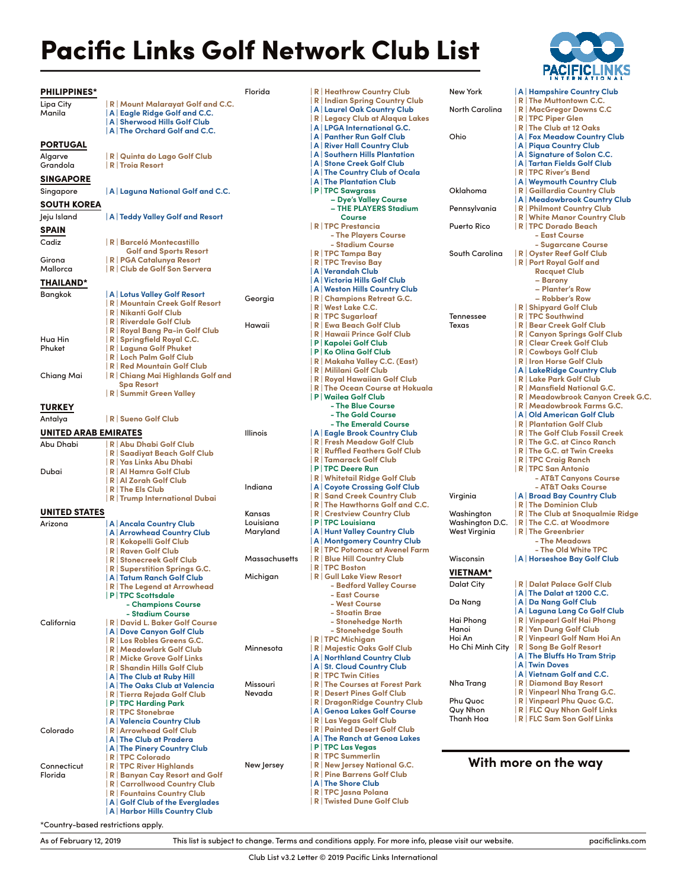# Pacific Links Golf Network Club List

## PHILIPPINES*

**Lipa City**
- | R | Mount Malarayat Golf and C.C.

**Manila**
- | A | Eagle Ridge Golf and C.C.
- | A | Sherwood Hills Golf Club
- | A | The Orchard Golf and C.C.

## PORTUGAL

**Algarve**
- | R | Quinta do Lago Golf Club

**Grandola**
- | R | Troia Resort

## SINGAPORE

**Singapore**
- | A | Laguna National Golf and C.C.

## SOUTH KOREA

**Jeju Island**
- | A | Teddy Valley Golf and Resort

## SPAIN

**Cadiz**
- | R | Barceló Montecastillo Golf and Sports Resort

**Girona**
- | R | PGA Catalunya Resort

**Mallorca**
- | R | Club de Golf Son Servera

## THAILAND*

**Bangkok**
- | A | Lotus Valley Golf Resort
- | R | Mountain Creek Golf Resort
- | R | Nikanti Golf Club
- | R | Riverdale Golf Club
- | R | Royal Bang Pa-in Golf Club

**Hua Hin**
- | R | Springfield Royal C.C.

**Phuket**
- | R | Laguna Golf Phuket
- | R | Loch Palm Golf Club
- | R | Red Mountain Golf Club

**Chiang Mai**
- | R | Chiang Mai Highlands Golf and Spa Resort
- | R | Summit Green Valley

## TURKEY

**Antalya**
- | R | Sueno Golf Club

## UNITED ARAB EMIRATES

**Abu Dhabi**
- | R | Abu Dhabi Golf Club
- | R | Saadiyat Beach Golf Club
- | R | Yas Links Abu Dhabi

**Dubai**
- | R | Al Hamra Golf Club
- | R | Al Zorah Golf Club
- | R | The Els Club
- | R | Trump International Dubai

## UNITED STATES

**Arizona**
- | A | Ancala Country Club
- | A | Arrowhead Country Club
- | R | Kokopelli Golf Club
- | R | Raven Golf Club
- | R | Stonecreek Golf Club
- | R | Superstition Springs G.C.
- | A | Tatum Ranch Golf Club
- | R | The Legend at Arrowhead
- | P | TPC Scottsdale
  - Champions Course
  - Stadium Course

**California**
- | R | David L. Baker Golf Course
- | A | Dove Canyon Golf Club
- | R | Los Robles Greens G.C.
- | R | Meadowlark Golf Club
- | R | Micke Grove Golf Links
- | R | Shandin Hills Golf Club
- | A | The Club at Ruby Hill
- | A | The Oaks Club at Valencia
- | R | Tierra Rejada Golf Club
- | P | TPC Harding Park
- | R | TPC Stonebrae
- | A | Valencia Country Club

**Colorado**
- | R | Arrowhead Golf Club
- | A | The Club at Pradera
- | A | The Pinery Country Club
- | R | TPC Colorado

**Connecticut**
- | R | TPC River Highlands

**Florida**
- | R | Banyan Cay Resort and Golf
- | R | Carrollwood Country Club
- | R | Fountains Country Club
- | A | Golf Club of the Everglades
- | A | Harbor Hills Country Club
- | R | Heathrow Country Club
- | R | Indian Spring Country Club
- | A | Laurel Oak Country Club
- | R | Legacy Club at Alaqua Lakes
- | A | LPGA International G.C.
- | A | Panther Run Golf Club
- | A | River Hall Country Club
- | A | Southern Hills Plantation
- | A | Stone Creek Golf Club
- | A | The Country Club of Ocala
- | A | The Plantation Club
- | P | TPC Sawgrass
  - Dye's Valley Course
  - THE PLAYERS Stadium Course
- | R | TPC Prestancia
  - The Players Course
  - Stadium Course
- | R | TPC Tampa Bay
- | R | TPC Treviso Bay
- | A | Verandah Club
- | A | Victoria Hills Golf Club
- | A | Weston Hills Country Club

**Georgia**
- | R | Champions Retreat G.C.
- | R | West Lake C.C.
- | R | TPC Sugarloaf

**Hawaii**
- | R | Ewa Beach Golf Club
- | R | Hawaii Prince Golf Club
- | P | Kapolei Golf Club
- | P | Ko Olina Golf Club
- | R | Makaha Valley C.C. (East)
- | R | Mililani Golf Club
- | R | Royal Hawaiian Golf Club
- | R | The Ocean Course at Hokuala
- | P | Wailea Golf Club
  - The Blue Course
  - The Gold Course
  - The Emerald Course

**Illinois**
- | A | Eagle Brook Country Club
- | R | Fresh Meadow Golf Club
- | R | Ruffled Feathers Golf Club
- | R | Tamarack Golf Club
- | P | TPC Deere Run
- | R | Whitetail Ridge Golf Club

**Indiana**
- | A | Coyote Crossing Golf Club
- | R | Sand Creek Country Club
- | R | The Hawthorns Golf and C.C.

**Kansas**
- | R | Crestview Country Club

**Louisiana**
- | P | TPC Louisiana

**Maryland**
- | A | Hunt Valley Country Club
- | A | Montgomery Country Club
- | R | TPC Potomac at Avenel Farm

**Massachusetts**
- | R | Blue Hill Country Club
- | R | TPC Boston

**Michigan**
- | R | Gull Lake View Resort
  - Bedford Valley Course
  - East Course
  - West Course
  - Stoatin Brae
  - Stonehedge North
  - Stonehedge South
- | R | TPC Michigan

**Minnesota**
- | R | Majestic Oaks Golf Club
- | A | Northland Country Club
- | A | St. Cloud Country Club
- | R | TPC Twin Cities

**Missouri**
- | R | The Courses at Forest Park

**Nevada**
- | R | Desert Pines Golf Club
- | R | DragonRidge Country Club
- | A | Genoa Lakes Golf Course
- | R | Las Vegas Golf Club
- | R | Painted Desert Golf Club
- | A | The Ranch at Genoa Lakes
- | P | TPC Las Vegas
- | R | TPC Summerlin

**New Jersey**
- | R | New Jersey National G.C.
- | R | Pine Barrens Golf Club
- | A | The Shore Club
- | R | TPC Jasna Polana
- | R | Twisted Dune Golf Club

**New York**
- | A | Hampshire Country Club
- | R | The Muttontown C.C.

**North Carolina**
- | R | MacGregor Downs C.C
- | R | TPC Piper Glen
- | R | The Club at 12 Oaks

**Ohio**
- | A | Fox Meadow Country Club
- | A | Piqua Country Club
- | A | Signature of Solon C.C.
- | A | Tartan Fields Golf Club
- | R | TPC River's Bend
- | A | Weymouth Country Club

**Oklahoma**
- | R | Gaillardia Country Club
- | A | Meadowbrook Country Club

**Pennsylvania**
- | R | Philmont Country Club
- | R | White Manor Country Club

**Puerto Rico**
- | R | TPC Dorado Beach
  - East Course
  - Sugarcane Course

**South Carolina**
- | R | Oyster Reef Golf Club
- | R | Port Royal Golf and Racquet Club
  - Barony
  - Planter's Row
  - Robber's Row
- | R | Shipyard Golf Club

**Tennessee**
- | R | TPC Southwind

**Texas**
- | R | Bear Creek Golf Club
- | R | Canyon Springs Golf Club
- | R | Clear Creek Golf Club
- | R | Cowboys Golf Club
- | R | Iron Horse Golf Club
- | A | LakeRidge Country Club
- | R | Lake Park Golf Club
- | R | Mansfield National G.C.
- | R | Meadowbrook Canyon Creek G.C.
- | R | Meadowbrook Farms G.C.
- | A | Old American Golf Club
- | R | Plantation Golf Club
- | R | The Golf Club Fossil Creek
- | R | The G.C. at Cinco Ranch
- | R | The G.C. at Twin Creeks
- | R | TPC Craig Ranch
- | R | TPC San Antonio
  - AT&T Canyons Course
  - AT&T Oaks Course

**Virginia**
- | A | Broad Bay Country Club
- | R | The Dominion Club

**Washington**
- | R | The Club at Snoqualmie Ridge

**Washington D.C.**
- | R | The C.C. at Woodmore

**West Virginia**
- | R | The Greenbrier
  - The Meadows
  - The Old White TPC

**Wisconsin**
- | A | Horseshoe Bay Golf Club

## VIETNAM*

**Dalat City**
- | R | Dalat Palace Golf Club
- | A | The Dalat at 1200 C.C.

**Da Nang**
- | A | Da Nang Golf Club
- | A | Laguna Lang Co Golf Club

**Hai Phong**
- | R | Vinpearl Golf Hai Phong

**Hanoi**
- | R | Yen Dung Golf Club

**Hoi An**
- | R | Vinpearl Golf Nam Hoi An

**Ho Chi Minh City**
- | R | Song Be Golf Resort
- | A | The Bluffs Ho Tram Strip
- | A | Twin Doves
- | A | Vietnam Golf and C.C.

**Nha Trang**
- | R | Diamond Bay Resort
- | R | Vinpearl Nha Trang G.C.

**Phu Quoc**
- | R | Vinpearl Phu Quoc G.C.

**Quy Nhon**
- | R | FLC Quy Nhon Golf Links

**Thanh Hoa**
- | R | FLC Sam Son Golf Links

**With more on the way**

*Country-based restrictions apply.

As of February 12, 2019

This list is subject to change. Terms and conditions apply. For more info, please visit our website.

pacificlinks.com

Club List v3.2 Letter © 2019 Pacific Links International